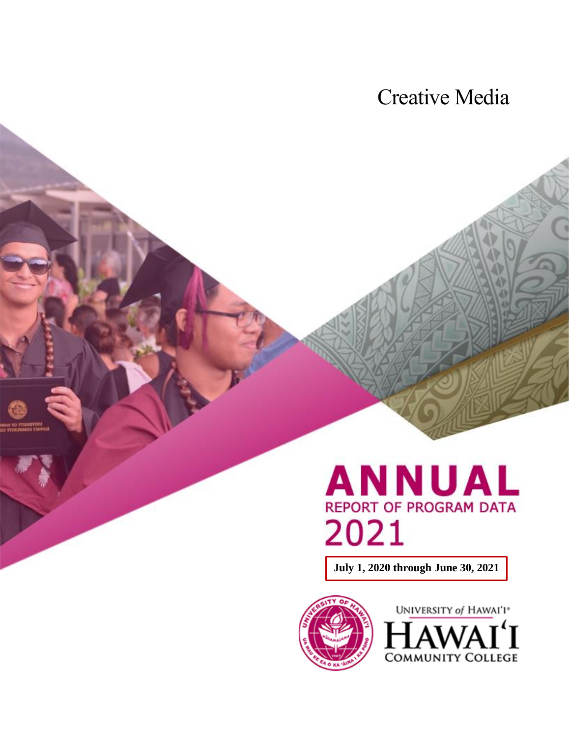# Creative Media

# ANNUAL

## REPORT OF PROGRAM DATA

## 2021

**July 1, 2020 through June 30, 2021**

UNIVERSITY of HAWAIʻI®

HAWAIʻI COMMUNITY COLLEGE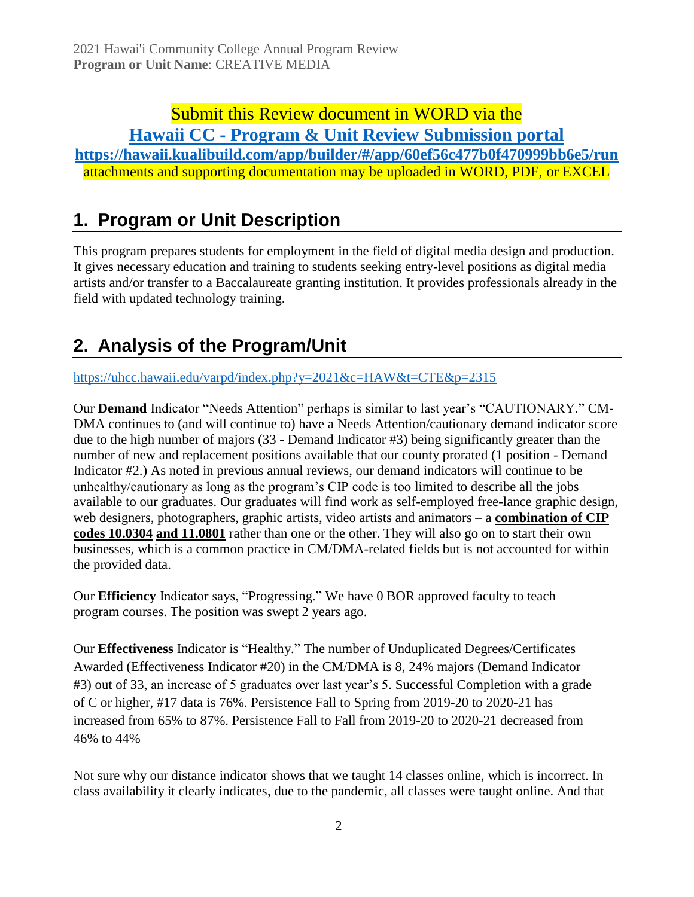Submit this Review document in WORD via the

**[Hawaii CC - Program & Unit Review Submission portal](https://hawaii.kualibuild.com/app/builder/#/app/60ef56c477b0f470999bb6e5/run)**

**https://hawaii.kualibuild.com/app/builder/#/app/60ef56c477b0f470999bb6e5/run**

attachments and supporting documentation may be uploaded in WORD, PDF, or EXCEL

## 1. Program or Unit Description

This program prepares students for employment in the field of digital media design and production. It gives necessary education and training to students seeking entry-level positions as digital media artists and/or transfer to a Baccalaureate granting institution. It provides professionals already in the field with updated technology training.

## 2. Analysis of the Program/Unit

https://uhcc.hawaii.edu/varpd/index.php?y=2021&c=HAW&t=CTE&p=2315

Our **Demand** Indicator "Needs Attention" perhaps is similar to last year's "CAUTIONARY." CM-DMA continues to (and will continue to) have a Needs Attention/cautionary demand indicator score due to the high number of majors (33 - Demand Indicator #3) being significantly greater than the number of new and replacement positions available that our county prorated (1 position - Demand Indicator #2.) As noted in previous annual reviews, our demand indicators will continue to be unhealthy/cautionary as long as the program's CIP code is too limited to describe all the jobs available to our graduates. Our graduates will find work as self-employed free-lance graphic design, web designers, photographers, graphic artists, video artists and animators – a **combination of CIP codes 10.0304 and 11.0801** rather than one or the other. They will also go on to start their own businesses, which is a common practice in CM/DMA-related fields but is not accounted for within the provided data.

Our **Efficiency** Indicator says, "Progressing." We have 0 BOR approved faculty to teach program courses. The position was swept 2 years ago.

Our **Effectiveness** Indicator is "Healthy." The number of Unduplicated Degrees/Certificates Awarded (Effectiveness Indicator #20) in the CM/DMA is 8, 24% majors (Demand Indicator #3) out of 33, an increase of 5 graduates over last year's 5. Successful Completion with a grade of C or higher, #17 data is 76%. Persistence Fall to Spring from 2019-20 to 2020-21 has increased from 65% to 87%. Persistence Fall to Fall from 2019-20 to 2020-21 decreased from 46% to 44%

Not sure why our distance indicator shows that we taught 14 classes online, which is incorrect. In class availability it clearly indicates, due to the pandemic, all classes were taught online. And that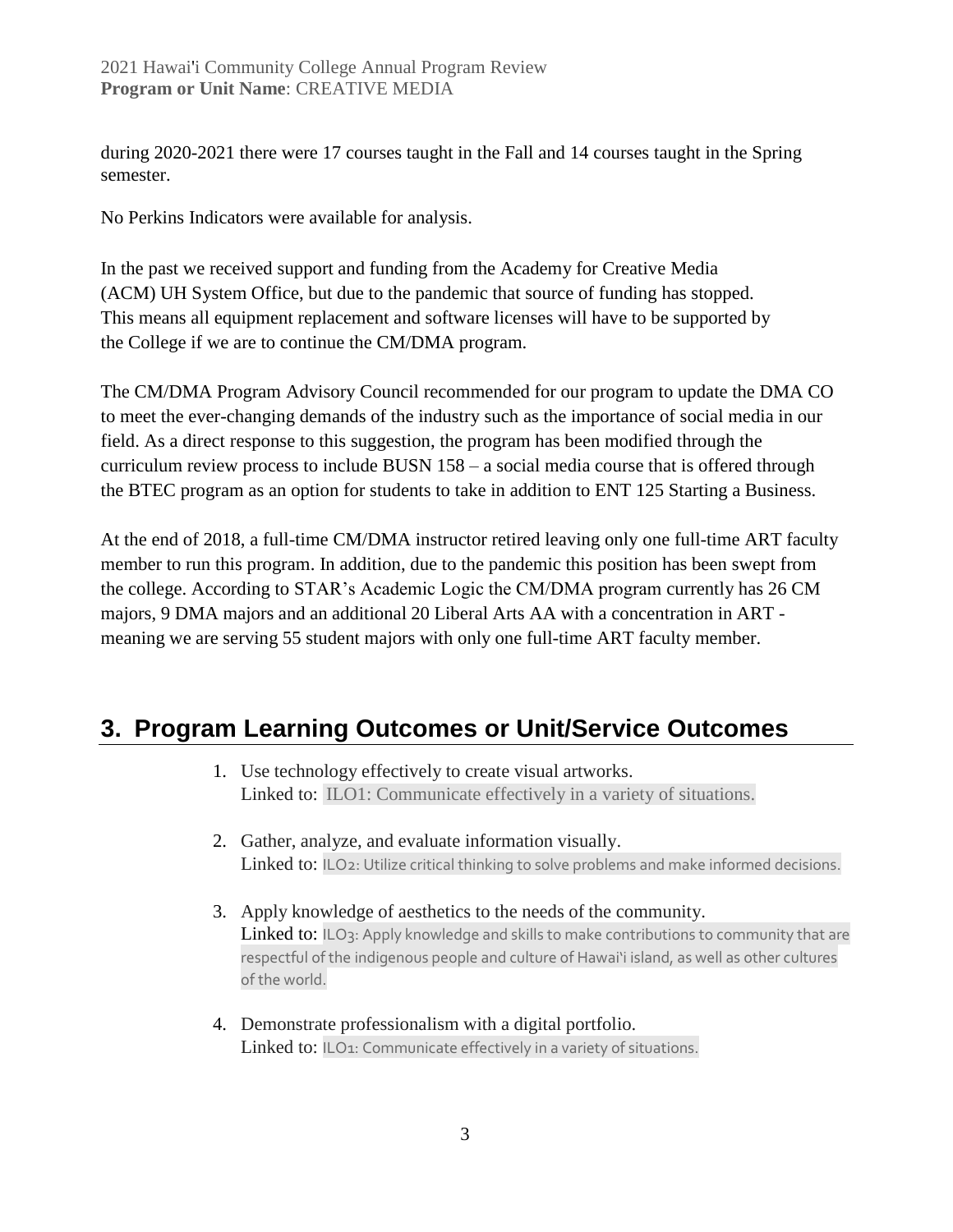during 2020-2021 there were 17 courses taught in the Fall and 14 courses taught in the Spring semester.

No Perkins Indicators were available for analysis.

In the past we received support and funding from the Academy for Creative Media (ACM) UH System Office, but due to the pandemic that source of funding has stopped. This means all equipment replacement and software licenses will have to be supported by the College if we are to continue the CM/DMA program.

The CM/DMA Program Advisory Council recommended for our program to update the DMA CO to meet the ever-changing demands of the industry such as the importance of social media in our field. As a direct response to this suggestion, the program has been modified through the curriculum review process to include BUSN 158 – a social media course that is offered through the BTEC program as an option for students to take in addition to ENT 125 Starting a Business.

At the end of 2018, a full-time CM/DMA instructor retired leaving only one full-time ART faculty member to run this program. In addition, due to the pandemic this position has been swept from the college. According to STAR's Academic Logic the CM/DMA program currently has 26 CM majors, 9 DMA majors and an additional 20 Liberal Arts AA with a concentration in ART - meaning we are serving 55 student majors with only one full-time ART faculty member.

## 3. Program Learning Outcomes or Unit/Service Outcomes

1. Use technology effectively to create visual artworks.
   Linked to: ILO1: Communicate effectively in a variety of situations.

2. Gather, analyze, and evaluate information visually.
   Linked to: ILO2: Utilize critical thinking to solve problems and make informed decisions.

3. Apply knowledge of aesthetics to the needs of the community.
   Linked to: ILO3: Apply knowledge and skills to make contributions to community that are respectful of the indigenous people and culture of Hawai'i island, as well as other cultures of the world.

4. Demonstrate professionalism with a digital portfolio.
   Linked to: ILO1: Communicate effectively in a variety of situations.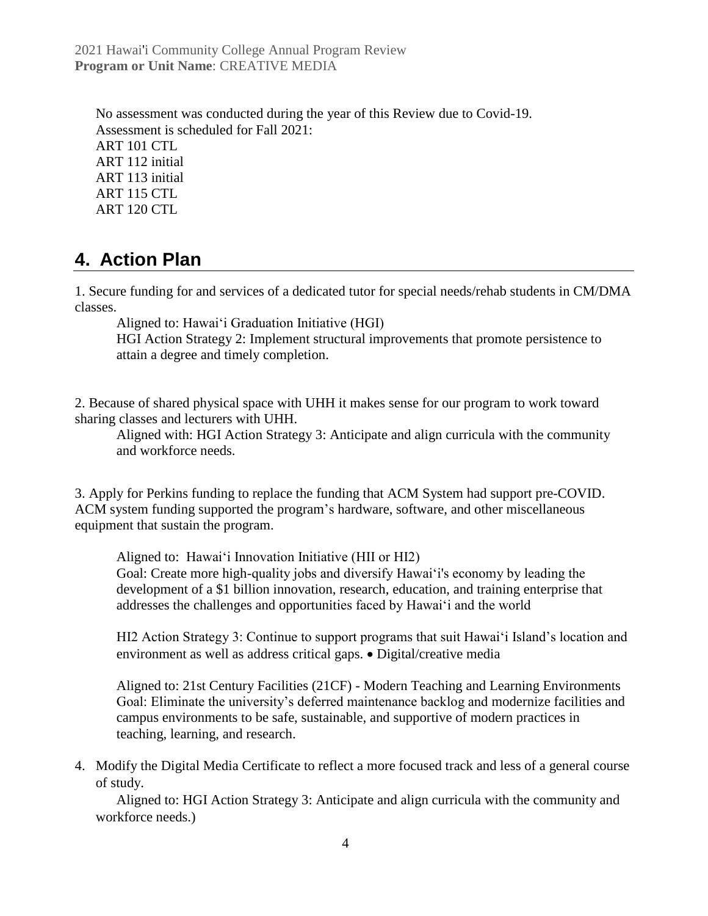No assessment was conducted during the year of this Review due to Covid-19.
Assessment is scheduled for Fall 2021:
ART 101 CTL
ART 112 initial
ART 113 initial
ART 115 CTL
ART 120 CTL

## 4. Action Plan

1. Secure funding for and services of a dedicated tutor for special needs/rehab students in CM/DMA classes.

   Aligned to: Hawaiʻi Graduation Initiative (HGI)
   HGI Action Strategy 2: Implement structural improvements that promote persistence to attain a degree and timely completion.

2. Because of shared physical space with UHH it makes sense for our program to work toward sharing classes and lecturers with UHH.

   Aligned with: HGI Action Strategy 3: Anticipate and align curricula with the community and workforce needs.

3. Apply for Perkins funding to replace the funding that ACM System had support pre-COVID. ACM system funding supported the program's hardware, software, and other miscellaneous equipment that sustain the program.

   Aligned to: Hawaiʻi Innovation Initiative (HII or HI2)
   Goal: Create more high-quality jobs and diversify Hawaiʻi's economy by leading the development of a $1 billion innovation, research, education, and training enterprise that addresses the challenges and opportunities faced by Hawaiʻi and the world

   HI2 Action Strategy 3: Continue to support programs that suit Hawaiʻi Island's location and environment as well as address critical gaps. • Digital/creative media

   Aligned to: 21st Century Facilities (21CF) - Modern Teaching and Learning Environments
   Goal: Eliminate the university's deferred maintenance backlog and modernize facilities and campus environments to be safe, sustainable, and supportive of modern practices in teaching, learning, and research.

4. Modify the Digital Media Certificate to reflect a more focused track and less of a general course of study.

   Aligned to: HGI Action Strategy 3: Anticipate and align curricula with the community and workforce needs.)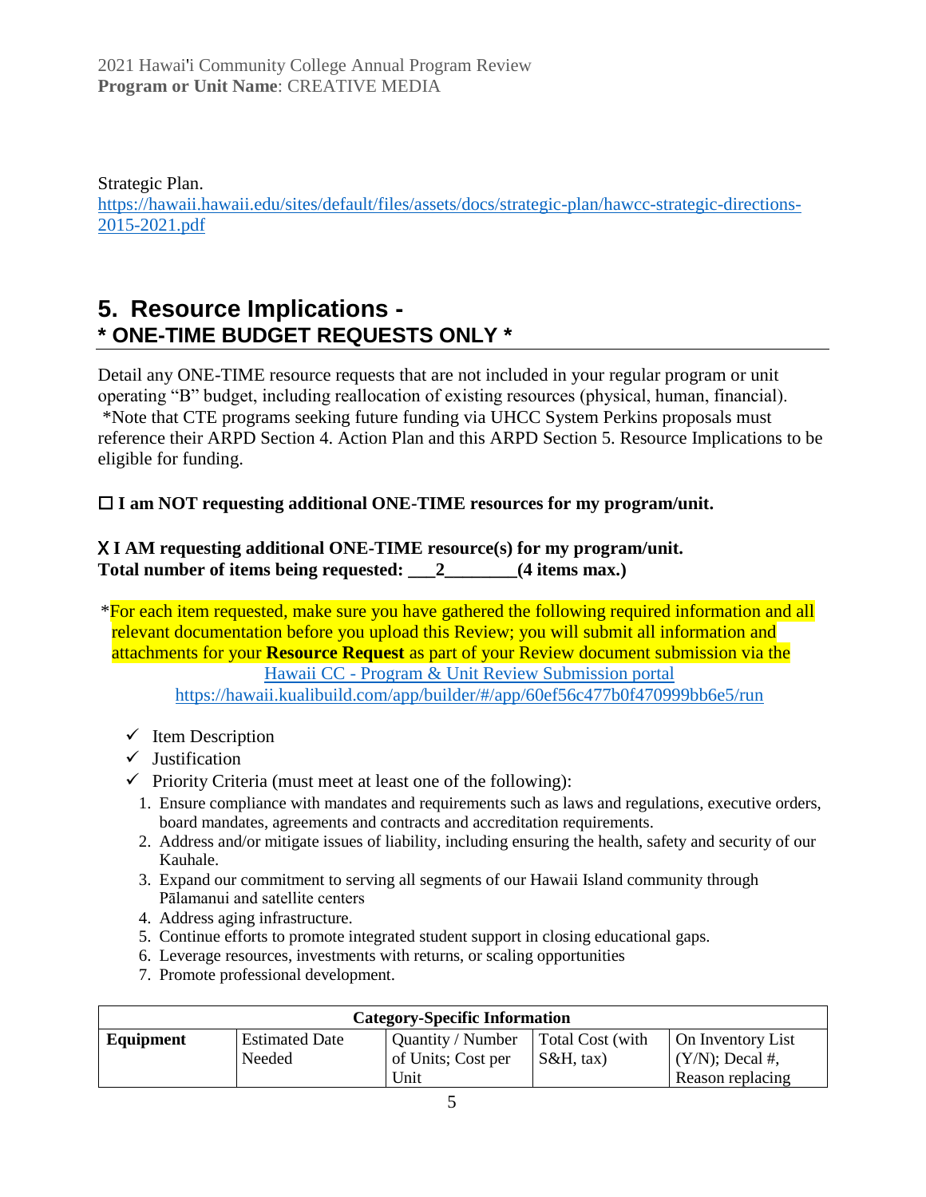Strategic Plan.
https://hawaii.hawaii.edu/sites/default/files/assets/docs/strategic-plan/hawcc-strategic-directions-2015-2021.pdf

## 5. Resource Implications - 
## * ONE-TIME BUDGET REQUESTS ONLY *

Detail any ONE-TIME resource requests that are not included in your regular program or unit operating "B" budget, including reallocation of existing resources (physical, human, financial).
*Note that CTE programs seeking future funding via UHCC System Perkins proposals must reference their ARPD Section 4. Action Plan and this ARPD Section 5. Resource Implications to be eligible for funding.

**☐ I am NOT requesting additional ONE-TIME resources for my program/unit.**

**X I AM requesting additional ONE-TIME resource(s) for my program/unit.**
**Total number of items being requested: ___2________(4 items max.)**

*For each item requested, make sure you have gathered the following required information and all relevant documentation before you upload this Review; you will submit all information and attachments for your **Resource Request** as part of your Review document submission via the Hawaii CC - Program & Unit Review Submission portal
https://hawaii.kualibuild.com/app/builder/#/app/60ef56c477b0f470999bb6e5/run

- ✓ Item Description
- ✓ Justification
- ✓ Priority Criteria (must meet at least one of the following):
  1. Ensure compliance with mandates and requirements such as laws and regulations, executive orders, board mandates, agreements and contracts and accreditation requirements.
  2. Address and/or mitigate issues of liability, including ensuring the health, safety and security of our Kauhale.
  3. Expand our commitment to serving all segments of our Hawaii Island community through Pālamanui and satellite centers
  4. Address aging infrastructure.
  5. Continue efforts to promote integrated student support in closing educational gaps.
  6. Leverage resources, investments with returns, or scaling opportunities
  7. Promote professional development.

| Category-Specific Information | | | | |
|---|---|---|---|---|
| **Equipment** | Estimated Date Needed | Quantity / Number of Units; Cost per Unit | Total Cost (with S&H, tax) | On Inventory List (Y/N); Decal #, Reason replacing |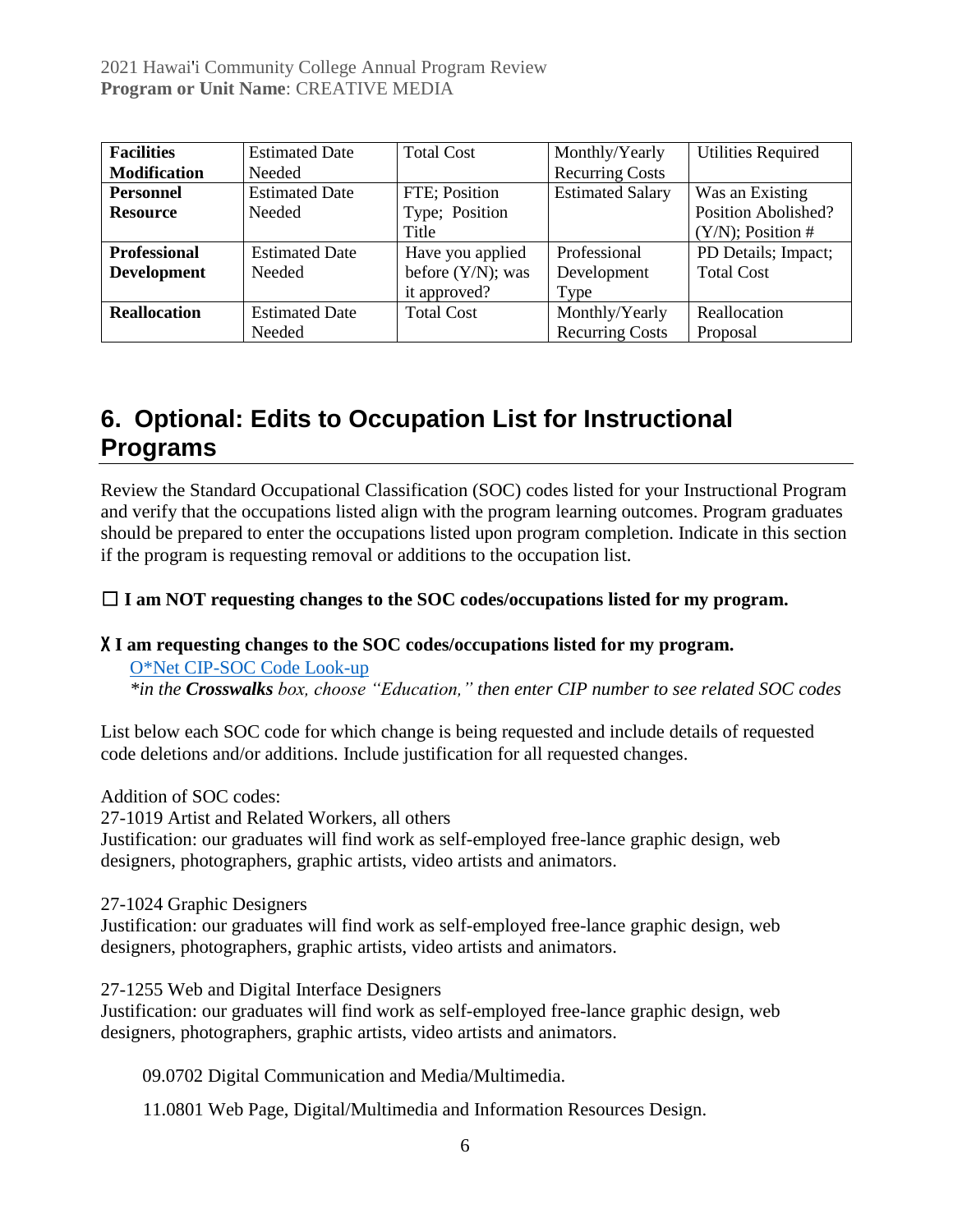| Facilities Modification | Estimated Date Needed | Total Cost | Monthly/Yearly Recurring Costs | Utilities Required |
|---|---|---|---|---|
| **Personnel Resource** | Estimated Date Needed | FTE; Position Type; Position Title | Estimated Salary | Was an Existing Position Abolished? (Y/N); Position # |
| **Professional Development** | Estimated Date Needed | Have you applied before (Y/N); was it approved? | Professional Development Type | PD Details; Impact; Total Cost |
| **Reallocation** | Estimated Date Needed | Total Cost | Monthly/Yearly Recurring Costs | Reallocation Proposal |

## 6. Optional: Edits to Occupation List for Instructional Programs

Review the Standard Occupational Classification (SOC) codes listed for your Instructional Program and verify that the occupations listed align with the program learning outcomes. Program graduates should be prepared to enter the occupations listed upon program completion. Indicate in this section if the program is requesting removal or additions to the occupation list.

☐ **I am NOT requesting changes to the SOC codes/occupations listed for my program.**

X **I am requesting changes to the SOC codes/occupations listed for my program.**

O*Net CIP-SOC Code Look-up
*\*in the **Crosswalks** box, choose "Education," then enter CIP number to see related SOC codes*

List below each SOC code for which change is being requested and include details of requested code deletions and/or additions. Include justification for all requested changes.

Addition of SOC codes:
27-1019 Artist and Related Workers, all others
Justification: our graduates will find work as self-employed free-lance graphic design, web designers, photographers, graphic artists, video artists and animators.

27-1024 Graphic Designers
Justification: our graduates will find work as self-employed free-lance graphic design, web designers, photographers, graphic artists, video artists and animators.

27-1255 Web and Digital Interface Designers
Justification: our graduates will find work as self-employed free-lance graphic design, web designers, photographers, graphic artists, video artists and animators.

09.0702 Digital Communication and Media/Multimedia.

11.0801 Web Page, Digital/Multimedia and Information Resources Design.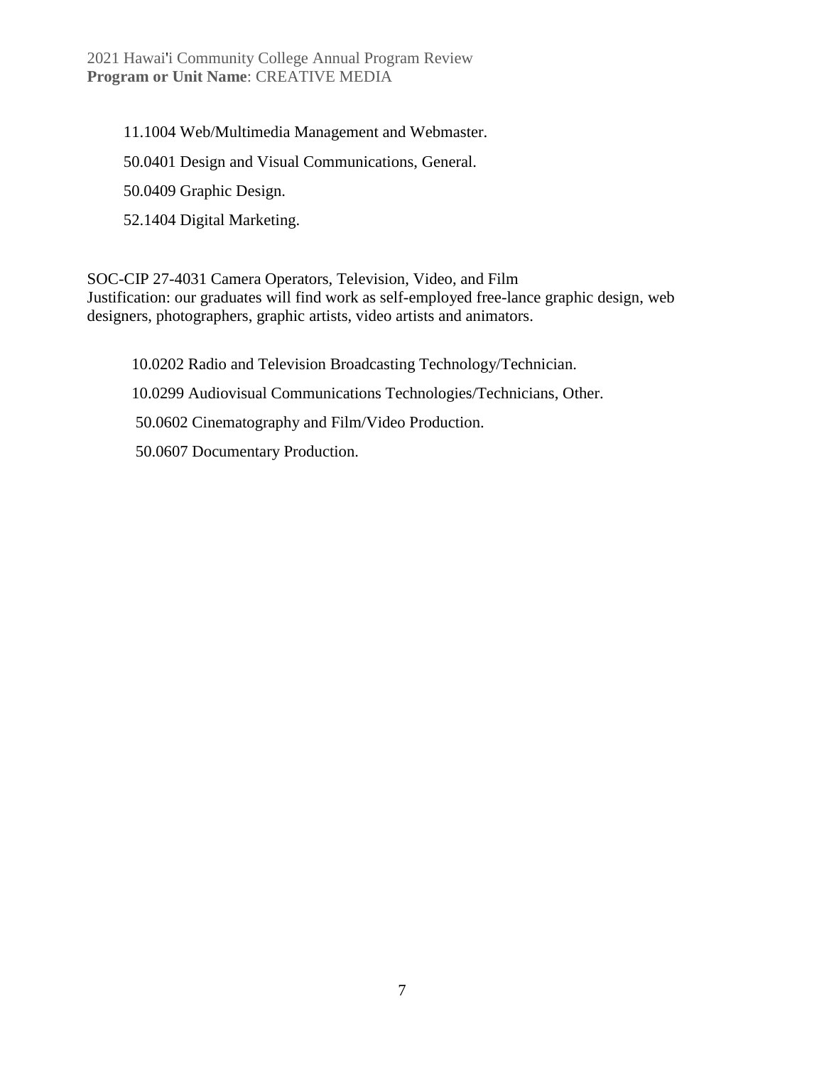11.1004 Web/Multimedia Management and Webmaster.

50.0401 Design and Visual Communications, General.

50.0409 Graphic Design.

52.1404 Digital Marketing.

SOC-CIP 27-4031 Camera Operators, Television, Video, and Film
Justification: our graduates will find work as self-employed free-lance graphic design, web designers, photographers, graphic artists, video artists and animators.

10.0202 Radio and Television Broadcasting Technology/Technician.

10.0299 Audiovisual Communications Technologies/Technicians, Other.

50.0602 Cinematography and Film/Video Production.

50.0607 Documentary Production.